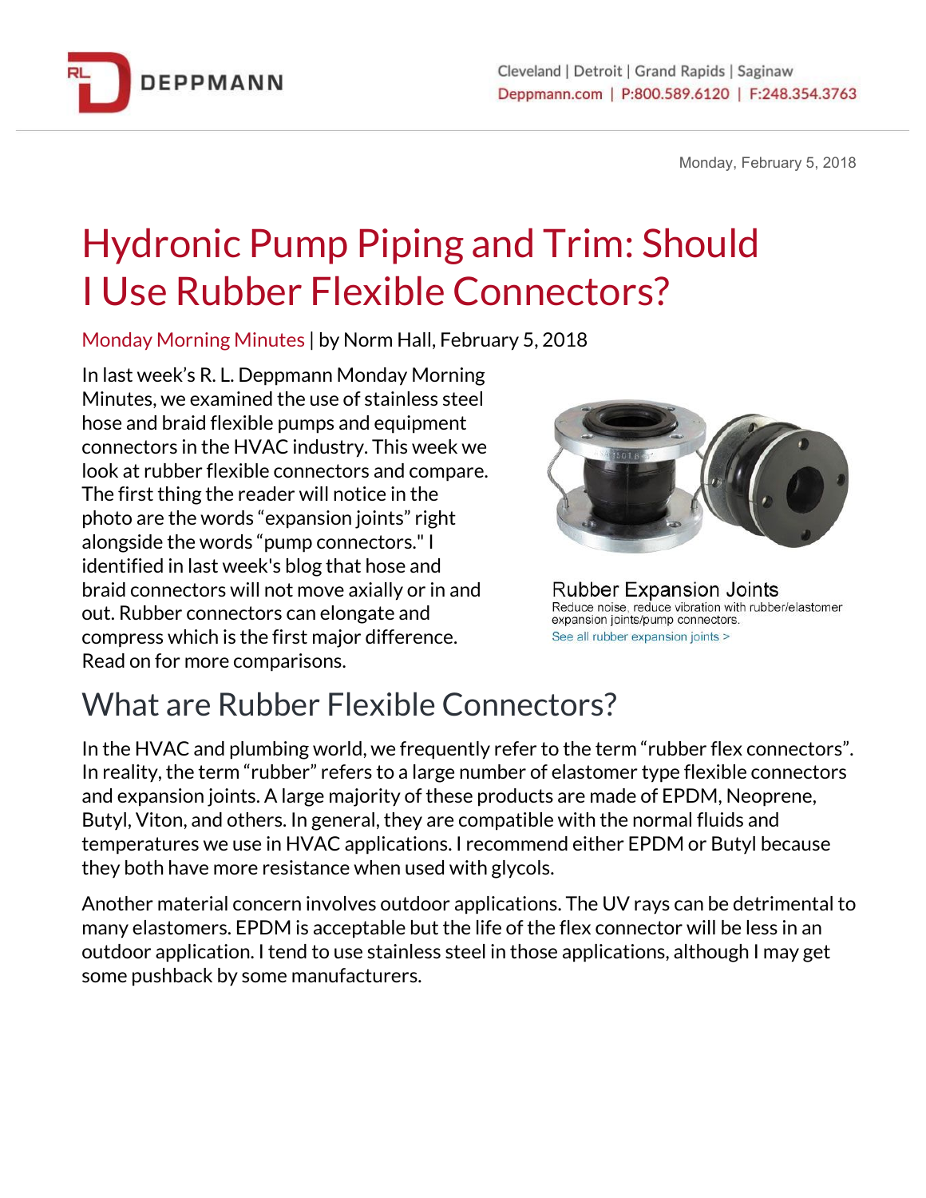Monday, February 5, 2018

# Hydronic Pump Piping and Trim: Should I Use Rubber Flexible Connectors?

Monday Morning Minutes | by Norm Hall, February 5, 2018

In last week's R. L. Deppmann Monday Morning Minutes, we examined the use of stainless steel hose and braid flexible pumps and equipment connectors in the HVAC industry. This week we look at rubber flexible connectors and compare. The first thing the reader will notice in the photo are the words "expansion joints" right alongside the words "pump connectors." I identified in last week's blog that hose and braid connectors will not move axially or in and out. Rubber connectors can elongate and compress which is the first major difference. Read on for more comparisons.

Rubber Expansion Joints
Reduce noise, reduce vibration with rubber/elastomer expansion joints/pump connectors.
See all rubber expansion joints >

## What are Rubber Flexible Connectors?

In the HVAC and plumbing world, we frequently refer to the term "rubber flex connectors". In reality, the term "rubber" refers to a large number of elastomer type flexible connectors and expansion joints. A large majority of these products are made of EPDM, Neoprene, Butyl, Viton, and others. In general, they are compatible with the normal fluids and temperatures we use in HVAC applications. I recommend either EPDM or Butyl because they both have more resistance when used with glycols.

Another material concern involves outdoor applications. The UV rays can be detrimental to many elastomers. EPDM is acceptable but the life of the flex connector will be less in an outdoor application. I tend to use stainless steel in those applications, although I may get some pushback by some manufacturers.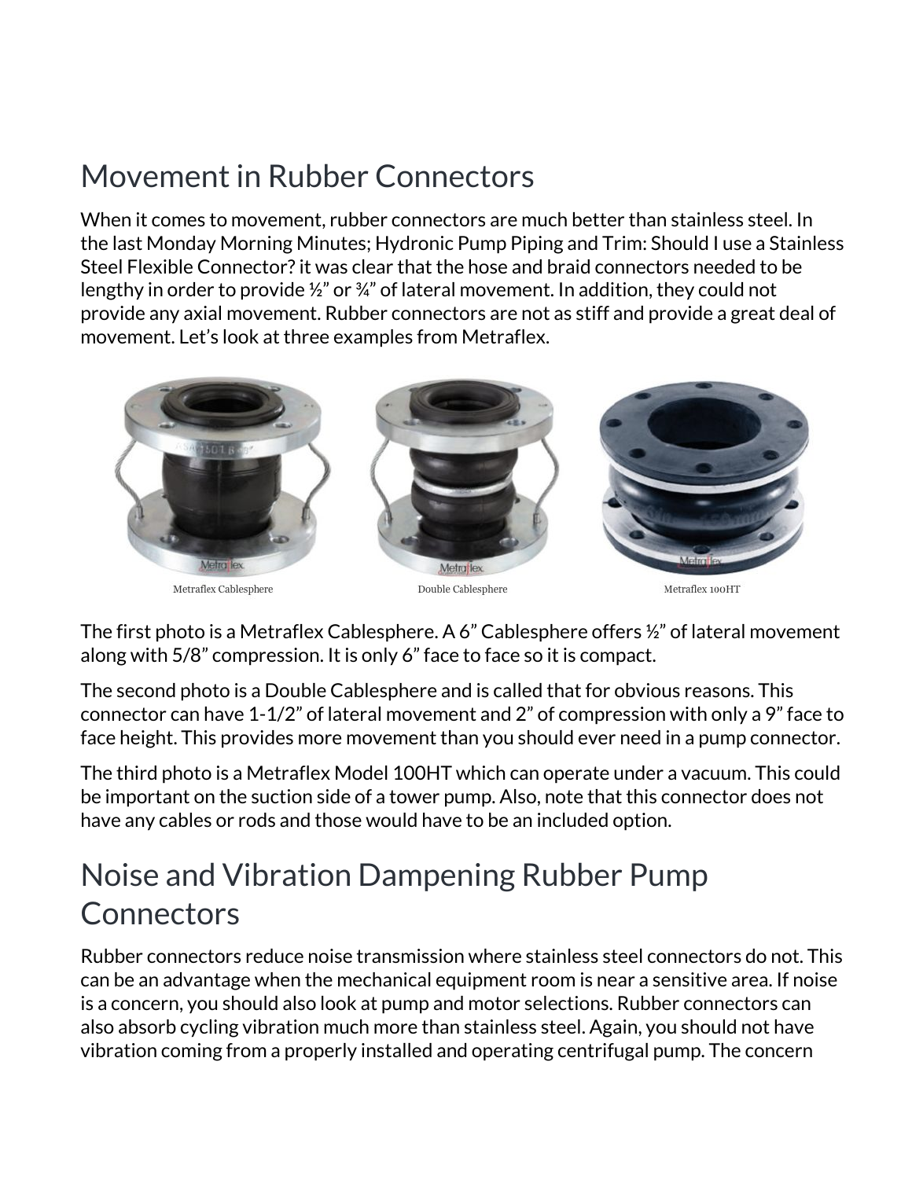## Movement in Rubber Connectors

When it comes to movement, rubber connectors are much better than stainless steel. In the last Monday Morning Minutes; Hydronic Pump Piping and Trim: Should I use a Stainless Steel Flexible Connector? it was clear that the hose and braid connectors needed to be lengthy in order to provide ½" or ¾" of lateral movement. In addition, they could not provide any axial movement. Rubber connectors are not as stiff and provide a great deal of movement. Let's look at three examples from Metraflex.

Metraflex Cablesphere

Double Cablesphere

Metraflex 100HT

The first photo is a Metraflex Cablesphere. A 6" Cablesphere offers ½" of lateral movement along with 5/8" compression. It is only 6" face to face so it is compact.

The second photo is a Double Cablesphere and is called that for obvious reasons. This connector can have 1-1/2" of lateral movement and 2" of compression with only a 9" face to face height. This provides more movement than you should ever need in a pump connector.

The third photo is a Metraflex Model 100HT which can operate under a vacuum. This could be important on the suction side of a tower pump. Also, note that this connector does not have any cables or rods and those would have to be an included option.

## Noise and Vibration Dampening Rubber Pump Connectors

Rubber connectors reduce noise transmission where stainless steel connectors do not. This can be an advantage when the mechanical equipment room is near a sensitive area. If noise is a concern, you should also look at pump and motor selections. Rubber connectors can also absorb cycling vibration much more than stainless steel. Again, you should not have vibration coming from a properly installed and operating centrifugal pump. The concern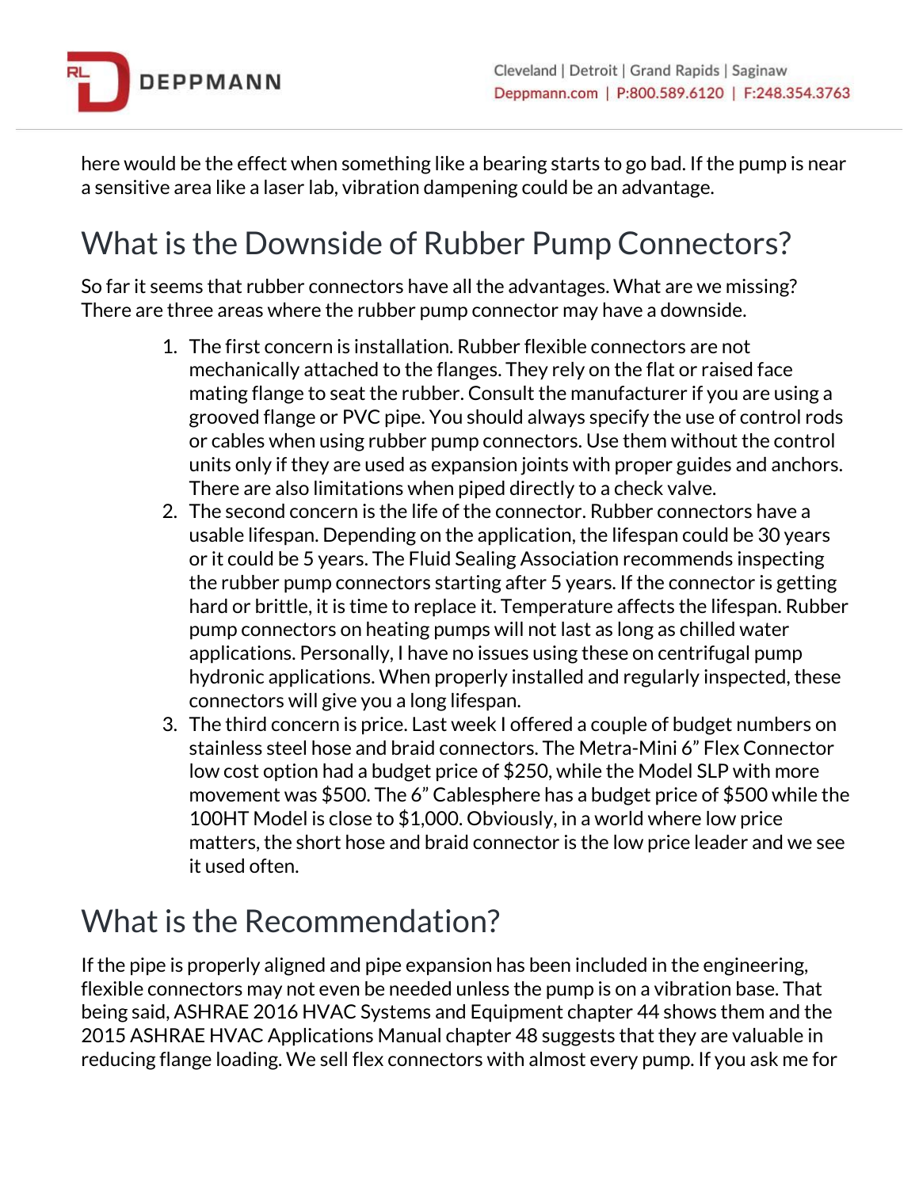here would be the effect when something like a bearing starts to go bad. If the pump is near a sensitive area like a laser lab, vibration dampening could be an advantage.

## What is the Downside of Rubber Pump Connectors?

So far it seems that rubber connectors have all the advantages. What are we missing? There are three areas where the rubber pump connector may have a downside.

1. The first concern is installation. Rubber flexible connectors are not mechanically attached to the flanges. They rely on the flat or raised face mating flange to seat the rubber. Consult the manufacturer if you are using a grooved flange or PVC pipe. You should always specify the use of control rods or cables when using rubber pump connectors. Use them without the control units only if they are used as expansion joints with proper guides and anchors. There are also limitations when piped directly to a check valve.
2. The second concern is the life of the connector. Rubber connectors have a usable lifespan. Depending on the application, the lifespan could be 30 years or it could be 5 years. The Fluid Sealing Association recommends inspecting the rubber pump connectors starting after 5 years. If the connector is getting hard or brittle, it is time to replace it. Temperature affects the lifespan. Rubber pump connectors on heating pumps will not last as long as chilled water applications. Personally, I have no issues using these on centrifugal pump hydronic applications. When properly installed and regularly inspected, these connectors will give you a long lifespan.
3. The third concern is price. Last week I offered a couple of budget numbers on stainless steel hose and braid connectors. The Metra-Mini 6" Flex Connector low cost option had a budget price of $250, while the Model SLP with more movement was $500. The 6" Cablesphere has a budget price of $500 while the 100HT Model is close to $1,000. Obviously, in a world where low price matters, the short hose and braid connector is the low price leader and we see it used often.

## What is the Recommendation?

If the pipe is properly aligned and pipe expansion has been included in the engineering, flexible connectors may not even be needed unless the pump is on a vibration base. That being said, ASHRAE 2016 HVAC Systems and Equipment chapter 44 shows them and the 2015 ASHRAE HVAC Applications Manual chapter 48 suggests that they are valuable in reducing flange loading. We sell flex connectors with almost every pump. If you ask me for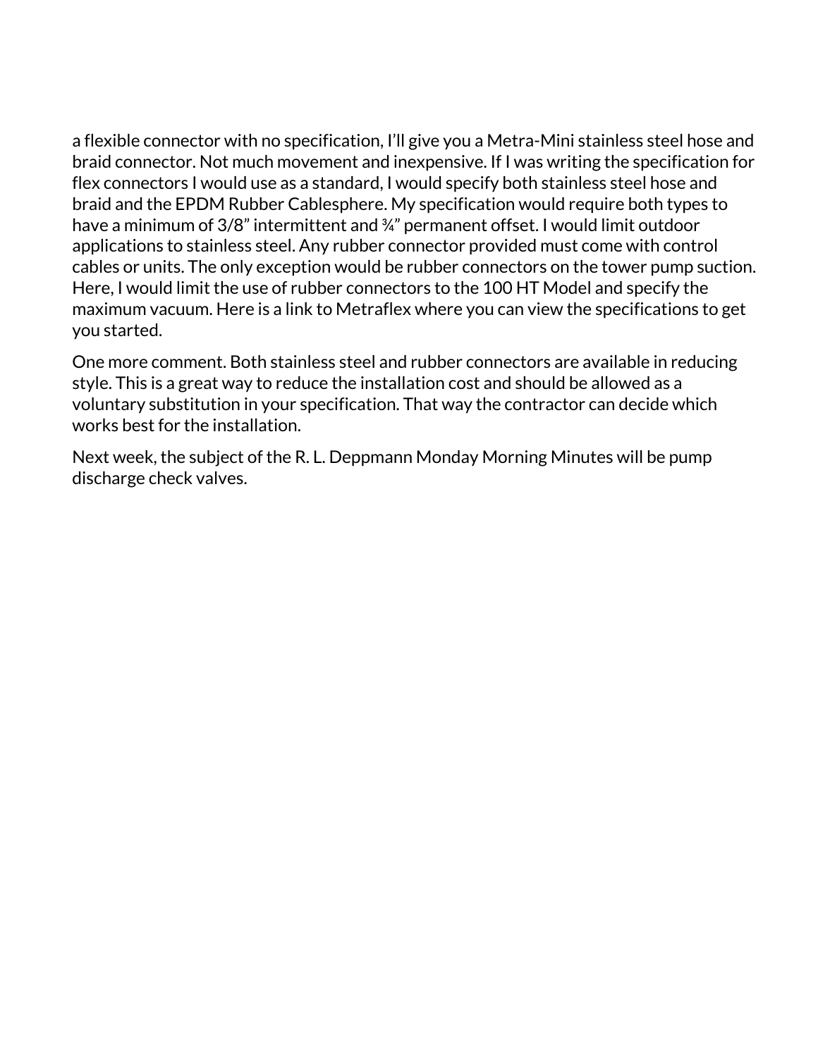a flexible connector with no specification, I'll give you a Metra-Mini stainless steel hose and braid connector. Not much movement and inexpensive. If I was writing the specification for flex connectors I would use as a standard, I would specify both stainless steel hose and braid and the EPDM Rubber Cablesphere. My specification would require both types to have a minimum of 3/8" intermittent and ¾" permanent offset. I would limit outdoor applications to stainless steel. Any rubber connector provided must come with control cables or units. The only exception would be rubber connectors on the tower pump suction. Here, I would limit the use of rubber connectors to the 100 HT Model and specify the maximum vacuum. Here is a link to Metraflex where you can view the specifications to get you started.

One more comment. Both stainless steel and rubber connectors are available in reducing style. This is a great way to reduce the installation cost and should be allowed as a voluntary substitution in your specification. That way the contractor can decide which works best for the installation.

Next week, the subject of the R. L. Deppmann Monday Morning Minutes will be pump discharge check valves.